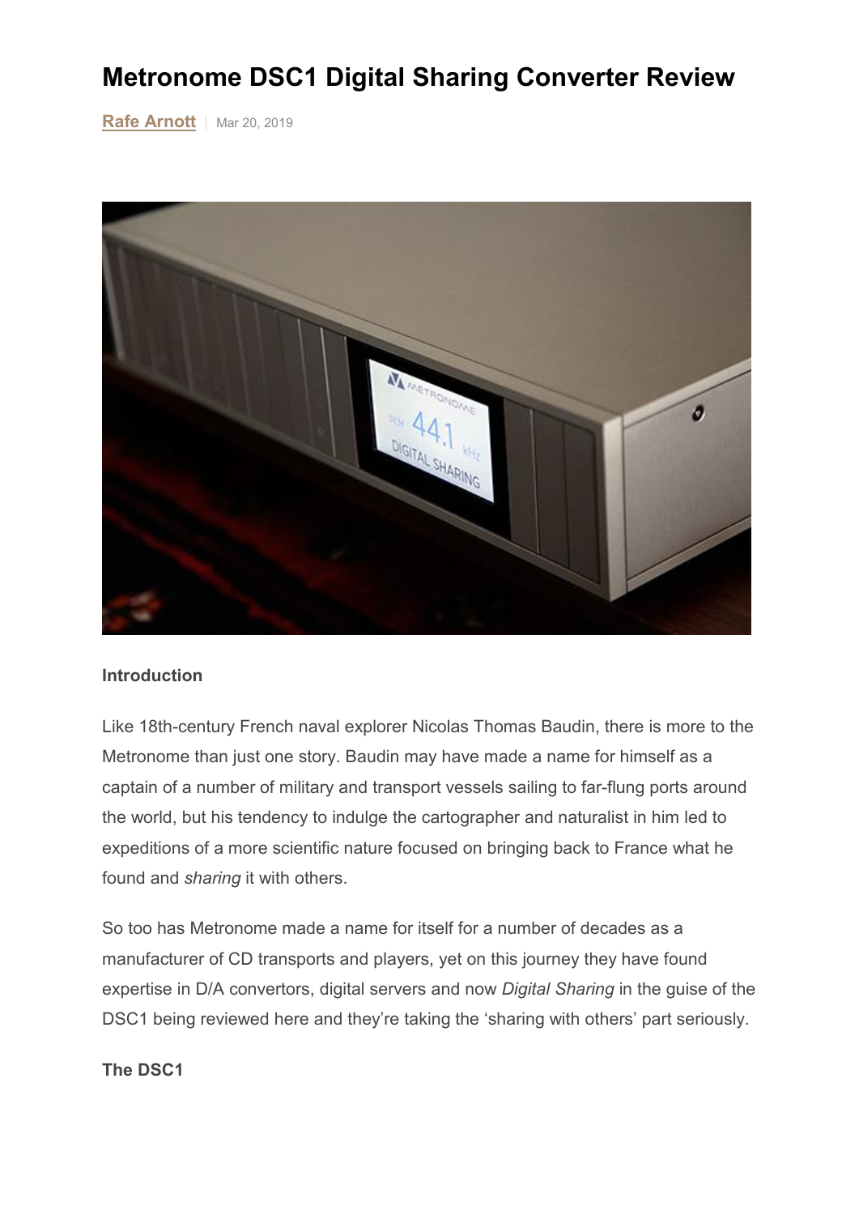# Metronome DSC1 Digital Sharing Converter Review

Rafe Arnott | Mar 20, 2019

### Introduction

Like 18th-century French naval explorer Nicolas Thomas Baudin, there is more to the Metronome than just one story. Baudin may have made a name for himself as a captain of a number of military and transport vessels sailing to far-flung ports around the world, but his tendency to indulge the cartographer and naturalist in him led to expeditions of a more scientific nature focused on bringing back to France what he found and *sharing* it with others.

So too has Metronome made a name for itself for a number of decades as a manufacturer of CD transports and players, yet on this journey they have found expertise in D/A convertors, digital servers and now *Digital Sharing* in the guise of the DSC1 being reviewed here and they're taking the 'sharing with others' part seriously.

### The DSC1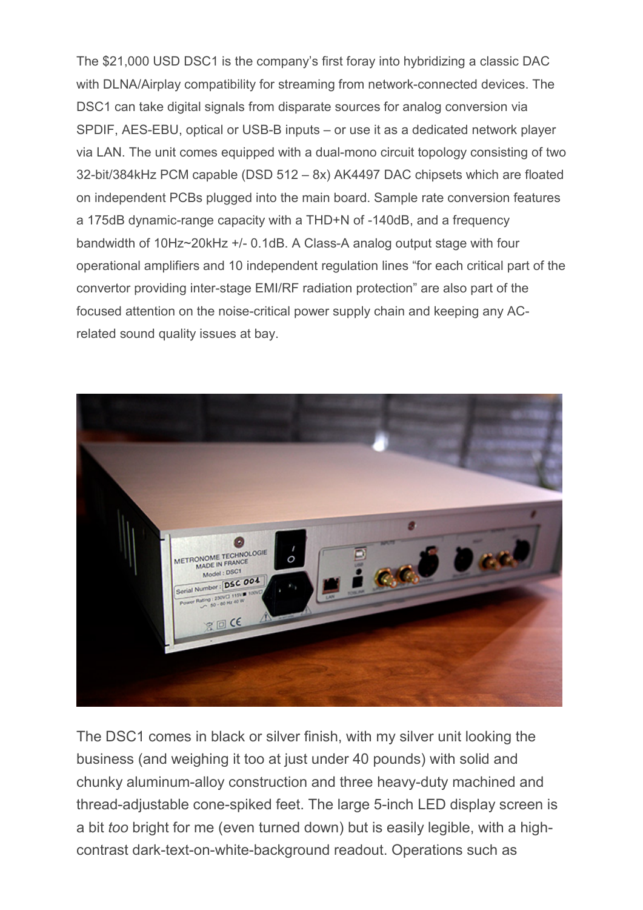The $21,000 USD DSC1 is the company's first foray into hybridizing a classic DAC with DLNA/Airplay compatibility for streaming from network-connected devices. The DSC1 can take digital signals from disparate sources for analog conversion via SPDIF, AES-EBU, optical or USB-B inputs – or use it as a dedicated network player via LAN. The unit comes equipped with a dual-mono circuit topology consisting of two 32-bit/384kHz PCM capable (DSD 512 – 8x) AK4497 DAC chipsets which are floated on independent PCBs plugged into the main board. Sample rate conversion features a 175dB dynamic-range capacity with a THD+N of -140dB, and a frequency bandwidth of 10Hz~20kHz +/- 0.1dB. A Class-A analog output stage with four operational amplifiers and 10 independent regulation lines "for each critical part of the convertor providing inter-stage EMI/RF radiation protection" are also part of the focused attention on the noise-critical power supply chain and keeping any AC-related sound quality issues at bay.

The DSC1 comes in black or silver finish, with my silver unit looking the business (and weighing it too at just under 40 pounds) with solid and chunky aluminum-alloy construction and three heavy-duty machined and thread-adjustable cone-spiked feet. The large 5-inch LED display screen is a bit *too* bright for me (even turned down) but is easily legible, with a high-contrast dark-text-on-white-background readout. Operations such as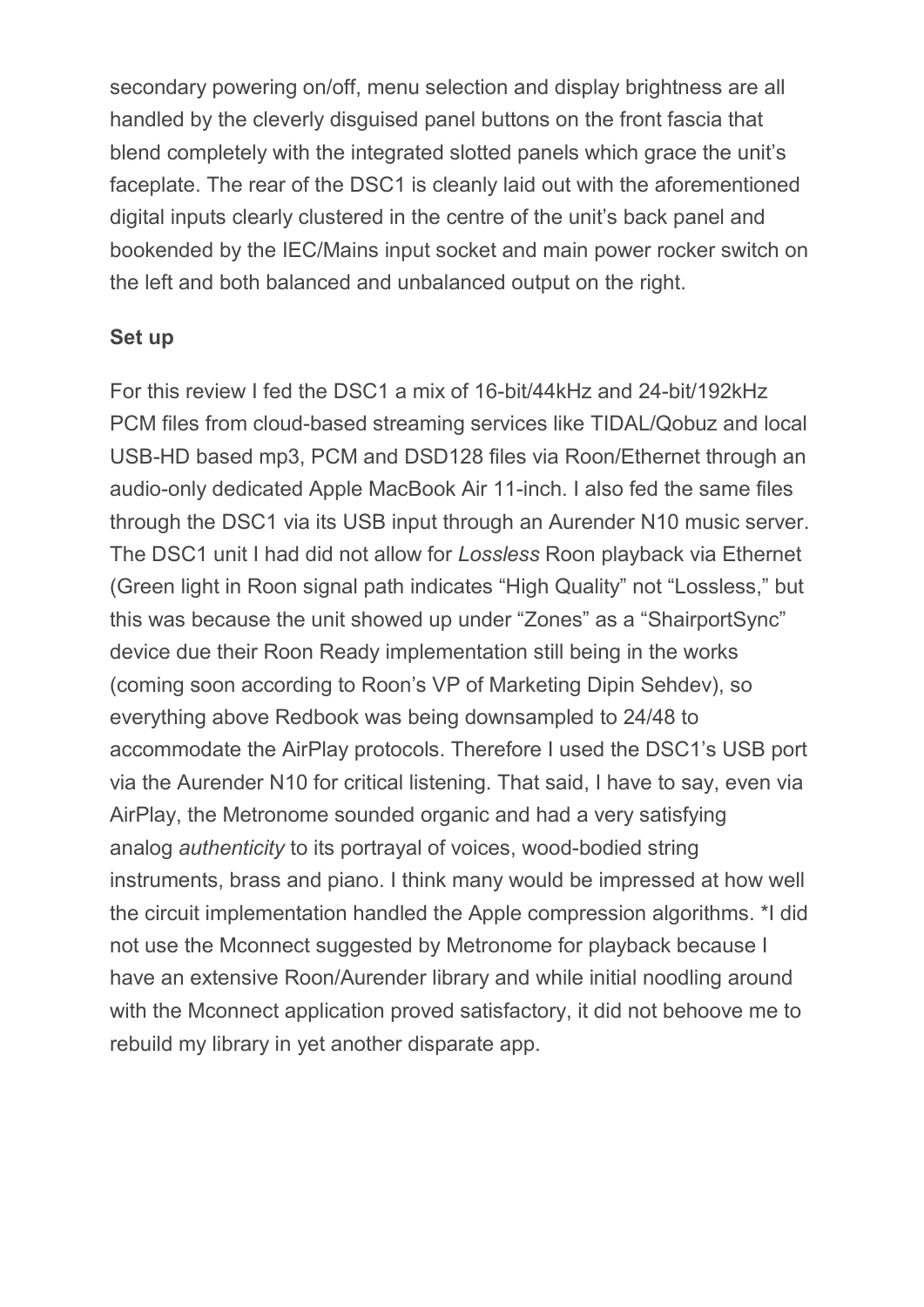secondary powering on/off, menu selection and display brightness are all handled by the cleverly disguised panel buttons on the front fascia that blend completely with the integrated slotted panels which grace the unit's faceplate. The rear of the DSC1 is cleanly laid out with the aforementioned digital inputs clearly clustered in the centre of the unit's back panel and bookended by the IEC/Mains input socket and main power rocker switch on the left and both balanced and unbalanced output on the right.

**Set up**

For this review I fed the DSC1 a mix of 16-bit/44kHz and 24-bit/192kHz PCM files from cloud-based streaming services like TIDAL/Qobuz and local USB-HD based mp3, PCM and DSD128 files via Roon/Ethernet through an audio-only dedicated Apple MacBook Air 11-inch. I also fed the same files through the DSC1 via its USB input through an Aurender N10 music server. The DSC1 unit I had did not allow for *Lossless* Roon playback via Ethernet (Green light in Roon signal path indicates "High Quality" not "Lossless," but this was because the unit showed up under "Zones" as a "ShairportSync" device due their Roon Ready implementation still being in the works (coming soon according to Roon's VP of Marketing Dipin Sehdev), so everything above Redbook was being downsampled to 24/48 to accommodate the AirPlay protocols. Therefore I used the DSC1's USB port via the Aurender N10 for critical listening. That said, I have to say, even via AirPlay, the Metronome sounded organic and had a very satisfying analog *authenticity* to its portrayal of voices, wood-bodied string instruments, brass and piano. I think many would be impressed at how well the circuit implementation handled the Apple compression algorithms. *I did not use the Mconnect suggested by Metronome for playback because I have an extensive Roon/Aurender library and while initial noodling around with the Mconnect application proved satisfactory, it did not behoove me to rebuild my library in yet another disparate app.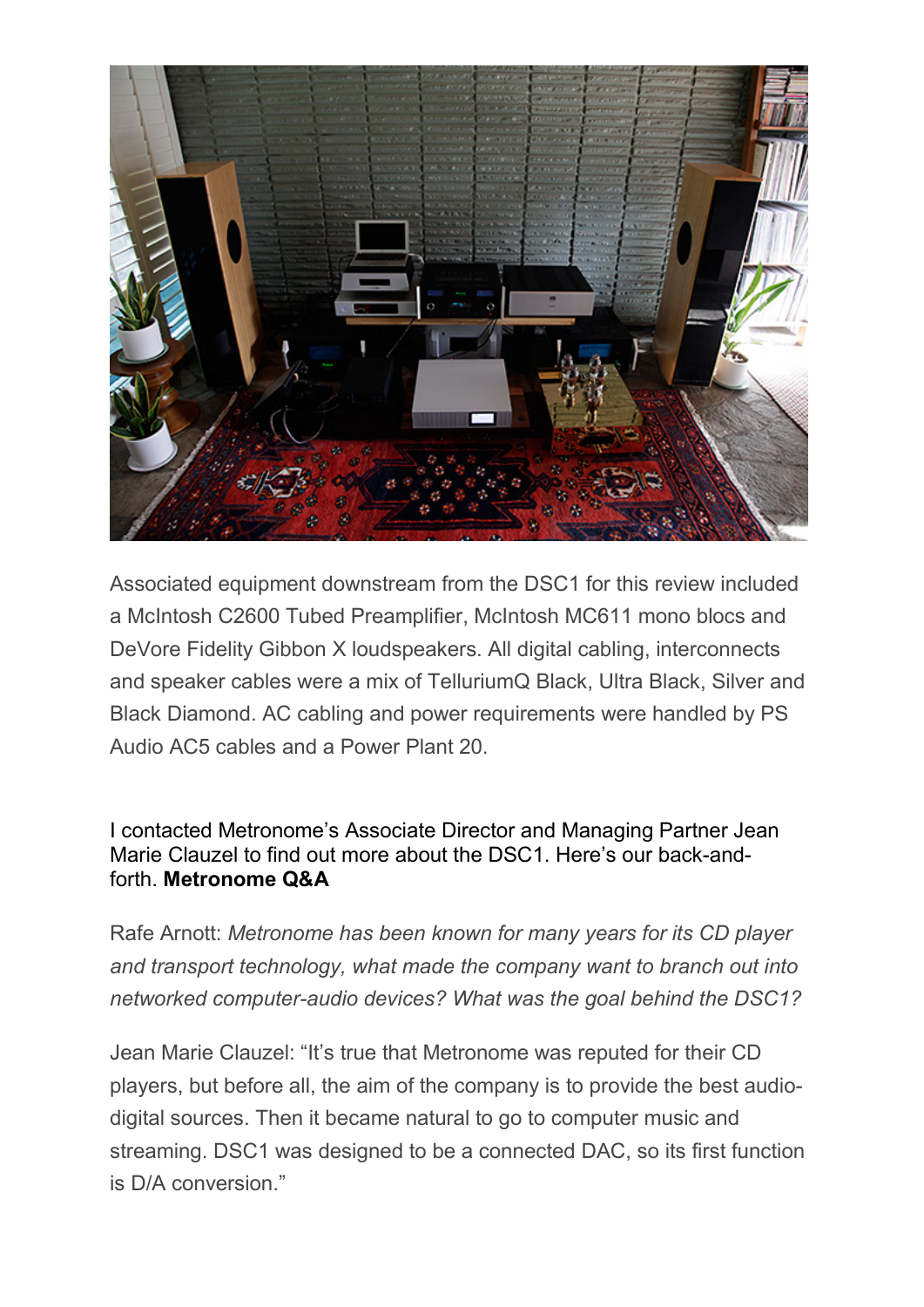Associated equipment downstream from the DSC1 for this review included a McIntosh C2600 Tubed Preamplifier, McIntosh MC611 mono blocs and DeVore Fidelity Gibbon X loudspeakers. All digital cabling, interconnects and speaker cables were a mix of TelluriumQ Black, Ultra Black, Silver and Black Diamond. AC cabling and power requirements were handled by PS Audio AC5 cables and a Power Plant 20.

I contacted Metronome's Associate Director and Managing Partner Jean Marie Clauzel to find out more about the DSC1. Here's our back-and-forth. **Metronome Q&A**

Rafe Arnott: *Metronome has been known for many years for its CD player and transport technology, what made the company want to branch out into networked computer-audio devices? What was the goal behind the DSC1?*

Jean Marie Clauzel: "It's true that Metronome was reputed for their CD players, but before all, the aim of the company is to provide the best audio-digital sources. Then it became natural to go to computer music and streaming. DSC1 was designed to be a connected DAC, so its first function is D/A conversion."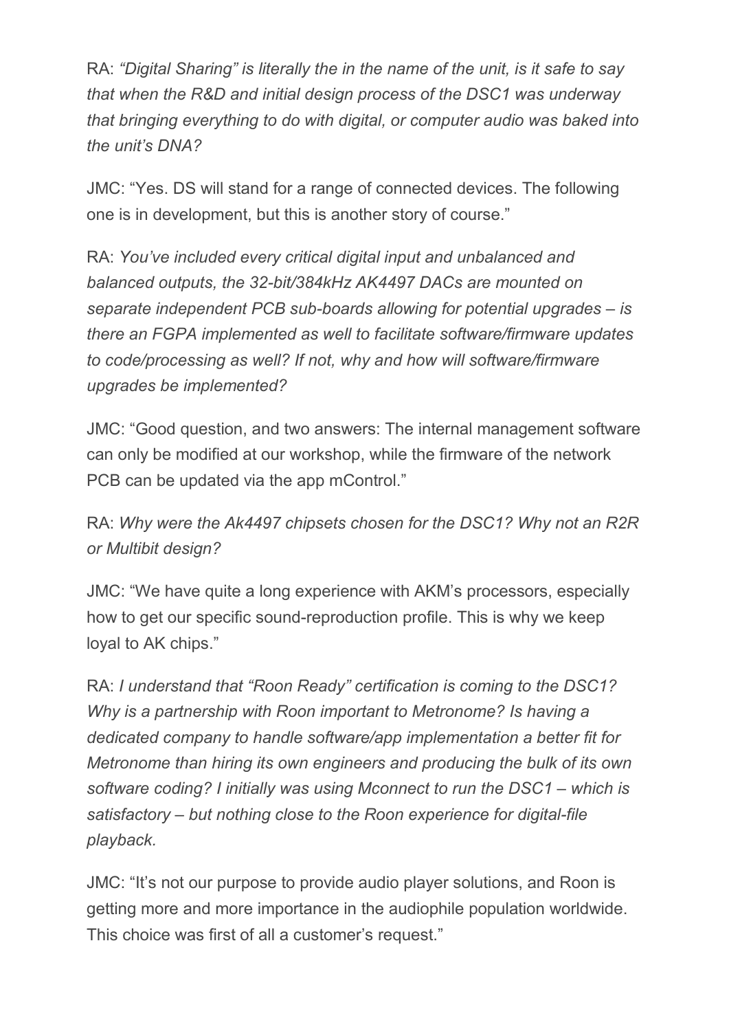RA: *"Digital Sharing" is literally the in the name of the unit, is it safe to say that when the R&D and initial design process of the DSC1 was underway that bringing everything to do with digital, or computer audio was baked into the unit's DNA?*

JMC: "Yes. DS will stand for a range of connected devices. The following one is in development, but this is another story of course."

RA: *You've included every critical digital input and unbalanced and balanced outputs, the 32-bit/384kHz AK4497 DACs are mounted on separate independent PCB sub-boards allowing for potential upgrades – is there an FGPA implemented as well to facilitate software/firmware updates to code/processing as well? If not, why and how will software/firmware upgrades be implemented?*

JMC: "Good question, and two answers: The internal management software can only be modified at our workshop, while the firmware of the network PCB can be updated via the app mControl."

RA: *Why were the Ak4497 chipsets chosen for the DSC1? Why not an R2R or Multibit design?*

JMC: "We have quite a long experience with AKM's processors, especially how to get our specific sound-reproduction profile. This is why we keep loyal to AK chips."

RA: *I understand that "Roon Ready" certification is coming to the DSC1? Why is a partnership with Roon important to Metronome? Is having a dedicated company to handle software/app implementation a better fit for Metronome than hiring its own engineers and producing the bulk of its own software coding? I initially was using Mconnect to run the DSC1 – which is satisfactory – but nothing close to the Roon experience for digital-file playback.*

JMC: "It's not our purpose to provide audio player solutions, and Roon is getting more and more importance in the audiophile population worldwide. This choice was first of all a customer's request."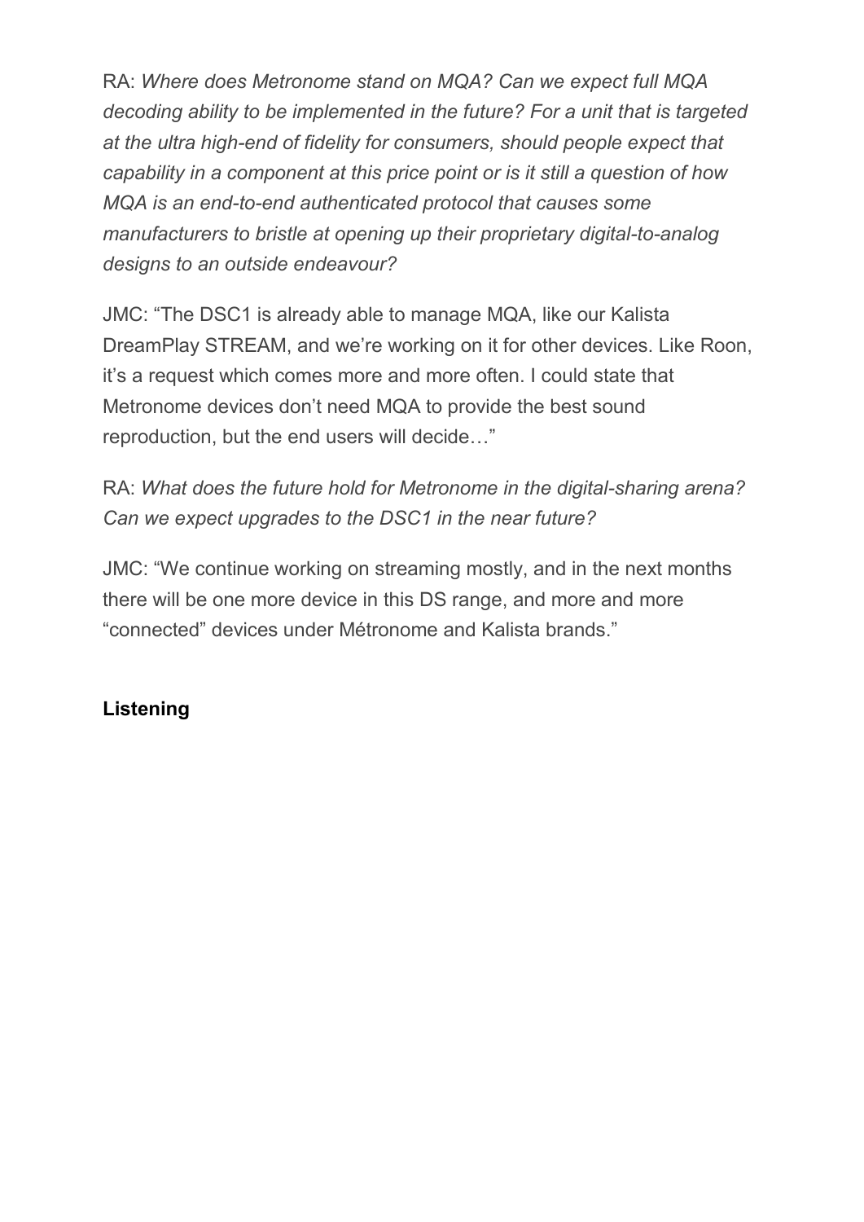RA: *Where does Metronome stand on MQA? Can we expect full MQA decoding ability to be implemented in the future? For a unit that is targeted at the ultra high-end of fidelity for consumers, should people expect that capability in a component at this price point or is it still a question of how MQA is an end-to-end authenticated protocol that causes some manufacturers to bristle at opening up their proprietary digital-to-analog designs to an outside endeavour?*

JMC: "The DSC1 is already able to manage MQA, like our Kalista DreamPlay STREAM, and we're working on it for other devices. Like Roon, it's a request which comes more and more often. I could state that Metronome devices don't need MQA to provide the best sound reproduction, but the end users will decide…"

RA: *What does the future hold for Metronome in the digital-sharing arena? Can we expect upgrades to the DSC1 in the near future?*

JMC: "We continue working on streaming mostly, and in the next months there will be one more device in this DS range, and more and more "connected" devices under Métronome and Kalista brands."

**Listening**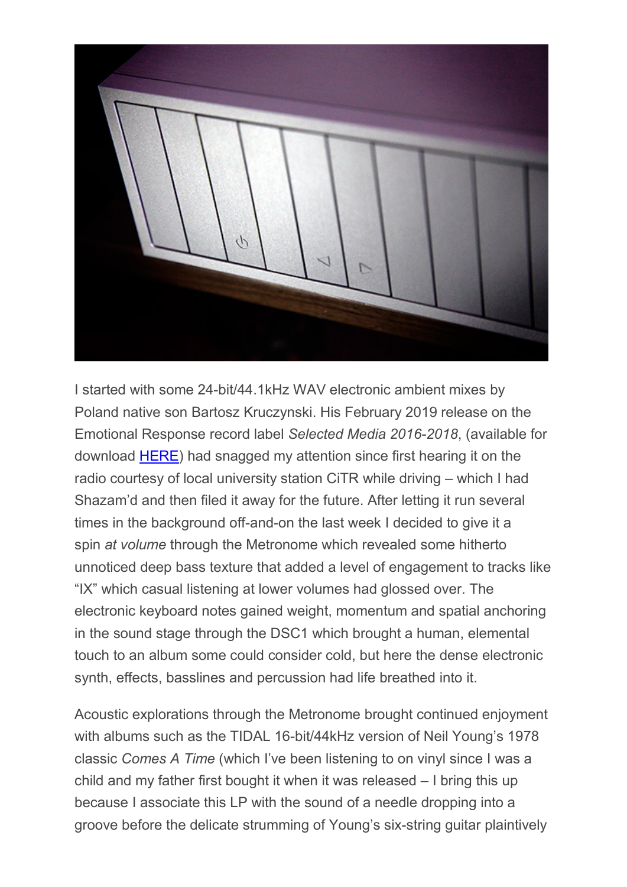I started with some 24-bit/44.1kHz WAV electronic ambient mixes by Poland native son Bartosz Kruczynski. His February 2019 release on the Emotional Response record label *Selected Media 2016-2018*, (available for download [HERE](#)) had snagged my attention since first hearing it on the radio courtesy of local university station CiTR while driving – which I had Shazam'd and then filed it away for the future. After letting it run several times in the background off-and-on the last week I decided to give it a spin *at volume* through the Metronome which revealed some hitherto unnoticed deep bass texture that added a level of engagement to tracks like "IX" which casual listening at lower volumes had glossed over. The electronic keyboard notes gained weight, momentum and spatial anchoring in the sound stage through the DSC1 which brought a human, elemental touch to an album some could consider cold, but here the dense electronic synth, effects, basslines and percussion had life breathed into it.

Acoustic explorations through the Metronome brought continued enjoyment with albums such as the TIDAL 16-bit/44kHz version of Neil Young's 1978 classic *Comes A Time* (which I've been listening to on vinyl since I was a child and my father first bought it when it was released – I bring this up because I associate this LP with the sound of a needle dropping into a groove before the delicate strumming of Young's six-string guitar plaintively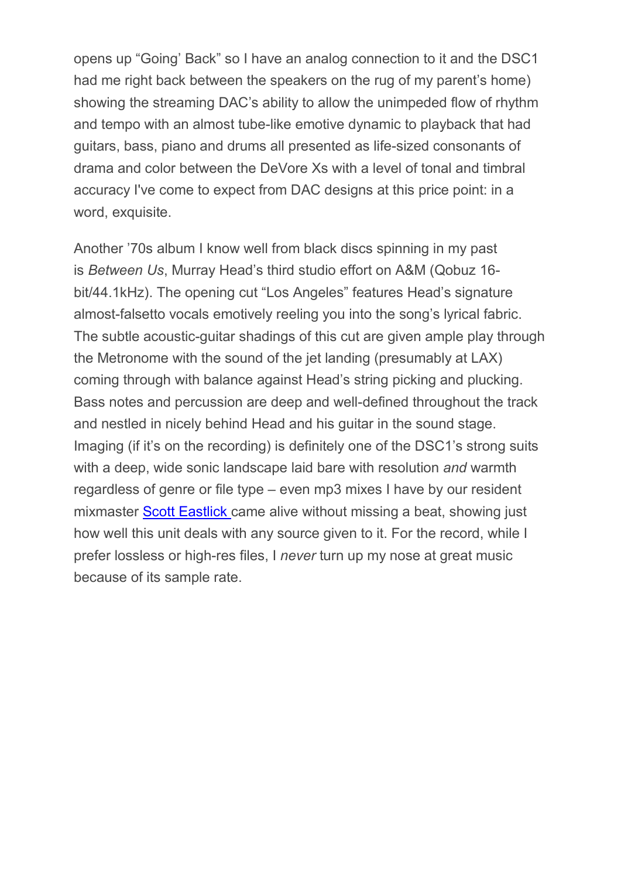opens up "Going' Back" so I have an analog connection to it and the DSC1 had me right back between the speakers on the rug of my parent's home) showing the streaming DAC's ability to allow the unimpeded flow of rhythm and tempo with an almost tube-like emotive dynamic to playback that had guitars, bass, piano and drums all presented as life-sized consonants of drama and color between the DeVore Xs with a level of tonal and timbral accuracy I've come to expect from DAC designs at this price point: in a word, exquisite.

Another '70s album I know well from black discs spinning in my past is *Between Us*, Murray Head's third studio effort on A&M (Qobuz 16-bit/44.1kHz). The opening cut "Los Angeles" features Head's signature almost-falsetto vocals emotively reeling you into the song's lyrical fabric. The subtle acoustic-guitar shadings of this cut are given ample play through the Metronome with the sound of the jet landing (presumably at LAX) coming through with balance against Head's string picking and plucking. Bass notes and percussion are deep and well-defined throughout the track and nestled in nicely behind Head and his guitar in the sound stage. Imaging (if it's on the recording) is definitely one of the DSC1's strong suits with a deep, wide sonic landscape laid bare with resolution *and* warmth regardless of genre or file type – even mp3 mixes I have by our resident mixmaster Scott Eastlick came alive without missing a beat, showing just how well this unit deals with any source given to it. For the record, while I prefer lossless or high-res files, I *never* turn up my nose at great music because of its sample rate.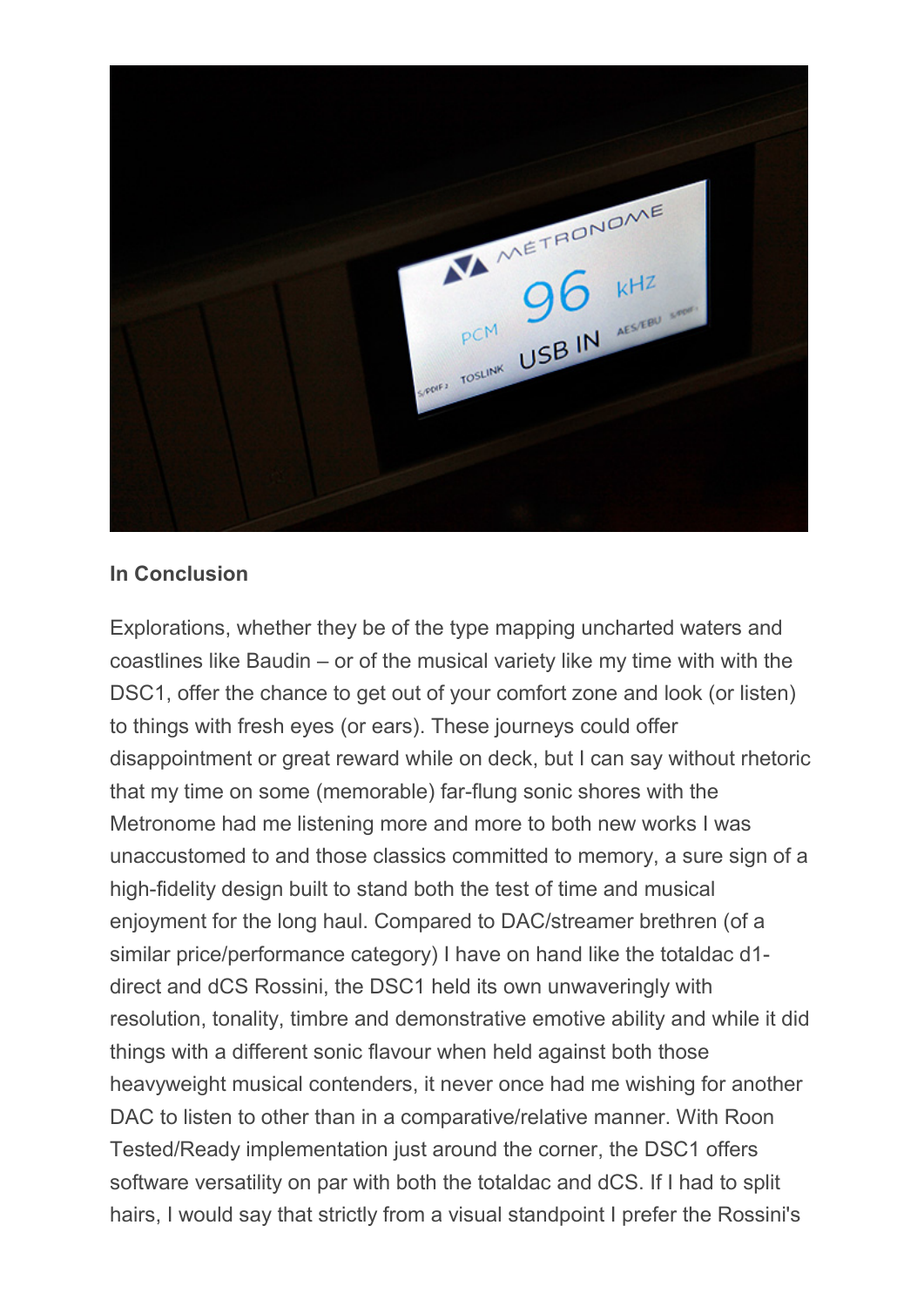**In Conclusion**

Explorations, whether they be of the type mapping uncharted waters and coastlines like Baudin – or of the musical variety like my time with with the DSC1, offer the chance to get out of your comfort zone and look (or listen) to things with fresh eyes (or ears). These journeys could offer disappointment or great reward while on deck, but I can say without rhetoric that my time on some (memorable) far-flung sonic shores with the Metronome had me listening more and more to both new works I was unaccustomed to and those classics committed to memory, a sure sign of a high-fidelity design built to stand both the test of time and musical enjoyment for the long haul. Compared to DAC/streamer brethren (of a similar price/performance category) I have on hand like the totaldac d1-direct and dCS Rossini, the DSC1 held its own unwaveringly with resolution, tonality, timbre and demonstrative emotive ability and while it did things with a different sonic flavour when held against both those heavyweight musical contenders, it never once had me wishing for another DAC to listen to other than in a comparative/relative manner. With Roon Tested/Ready implementation just around the corner, the DSC1 offers software versatility on par with both the totaldac and dCS. If I had to split hairs, I would say that strictly from a visual standpoint I prefer the Rossini's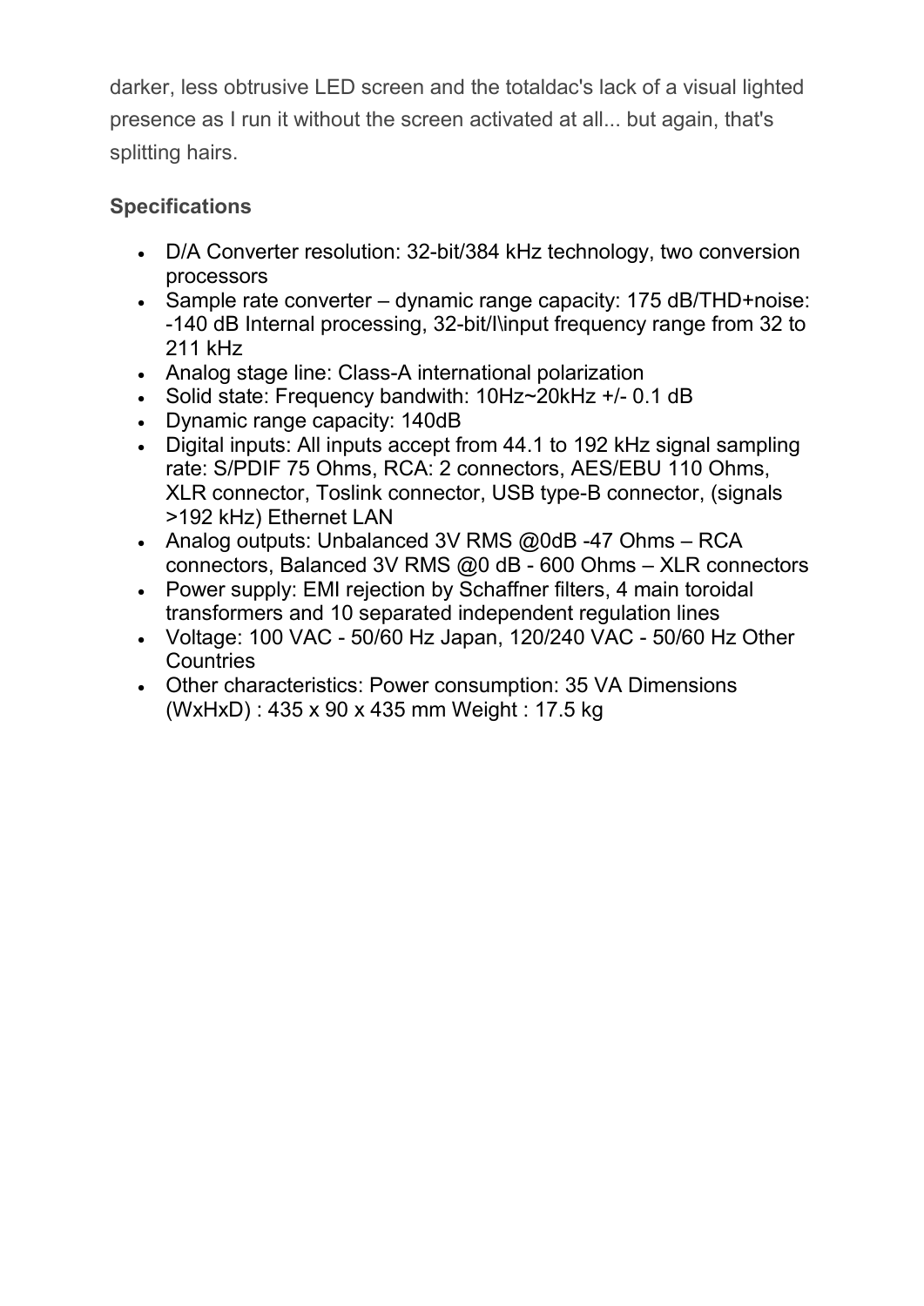darker, less obtrusive LED screen and the totaldac's lack of a visual lighted presence as I run it without the screen activated at all... but again, that's splitting hairs.

### Specifications

- D/A Converter resolution: 32-bit/384 kHz technology, two conversion processors
- Sample rate converter – dynamic range capacity: 175 dB/THD+noise: -140 dB Internal processing, 32-bit/I\input frequency range from 32 to 211 kHz
- Analog stage line: Class-A international polarization
- Solid state: Frequency bandwith: 10Hz~20kHz +/- 0.1 dB
- Dynamic range capacity: 140dB
- Digital inputs: All inputs accept from 44.1 to 192 kHz signal sampling rate: S/PDIF 75 Ohms, RCA: 2 connectors, AES/EBU 110 Ohms, XLR connector, Toslink connector, USB type-B connector, (signals >192 kHz) Ethernet LAN
- Analog outputs: Unbalanced 3V RMS @0dB -47 Ohms – RCA connectors, Balanced 3V RMS @0 dB - 600 Ohms – XLR connectors
- Power supply: EMI rejection by Schaffner filters, 4 main toroidal transformers and 10 separated independent regulation lines
- Voltage: 100 VAC - 50/60 Hz Japan, 120/240 VAC - 50/60 Hz Other Countries
- Other characteristics: Power consumption: 35 VA Dimensions (WxHxD) : 435 x 90 x 435 mm Weight : 17.5 kg